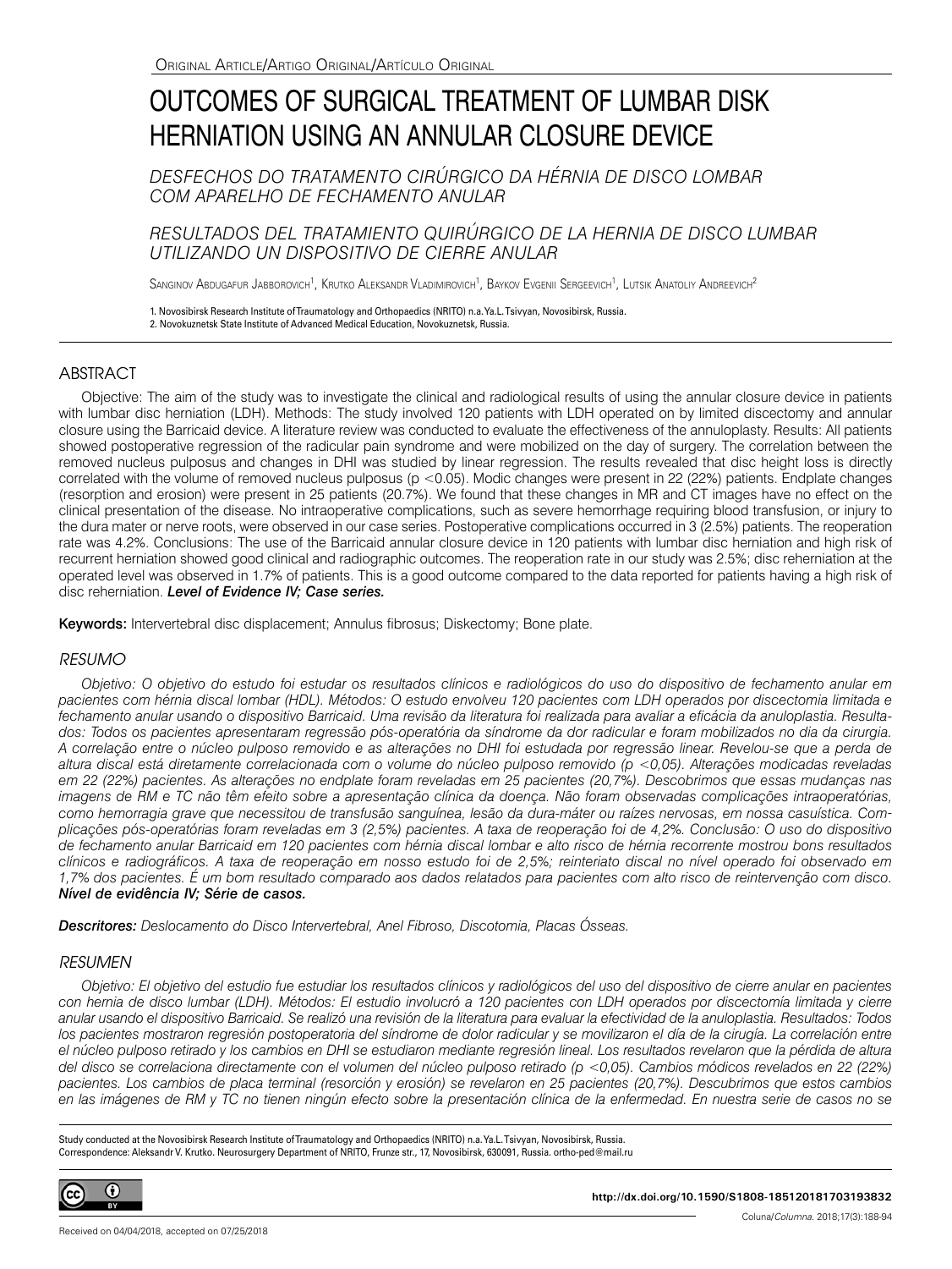Original Article/Artigo Original/Artículo Original

# OUTCOMES OF SURGICAL TREATMENT OF LUMBAR DISK HERNIATION USING AN ANNULAR CLOSURE DEVICE

*DESFECHOS DO TRATAMENTO CIRÚRGICO DA HÉRNIA DE DISCO LOMBAR COM APARELHO DE FECHAMENTO ANULAR*

*RESULTADOS DEL TRATAMIENTO QUIRÚRGICO DE LA HERNIA DE DISCO LUMBAR UTILIZANDO UN DISPOSITIVO DE CIERRE ANULAR*

Sanginov Abdugafur Jabborovich[1], Krutko Aleksandr Vladimirovich[1], Baykov Evgenii Sergeevich[1], Lutsik Anatoliy Andreevich[2]

1. Novosibirsk Research Institute of Traumatology and Orthopaedics (NRITO) n.a. Ya.L. Tsivyan, Novosibirsk, Russia.
2. Novokuznetsk State Institute of Advanced Medical Education, Novokuznetsk, Russia.

## ABSTRACT

Objective: The aim of the study was to investigate the clinical and radiological results of using the annular closure device in patients with lumbar disc herniation (LDH). Methods: The study involved 120 patients with LDH operated on by limited discectomy and annular closure using the Barricaid device. A literature review was conducted to evaluate the effectiveness of the annuloplasty. Results: All patients showed postoperative regression of the radicular pain syndrome and were mobilized on the day of surgery. The correlation between the removed nucleus pulposus and changes in DHI was studied by linear regression. The results revealed that disc height loss is directly correlated with the volume of removed nucleus pulposus ($p < 0.05$). Modic changes were present in 22 (22%) patients. Endplate changes (resorption and erosion) were present in 25 patients (20.7%). We found that these changes in MR and CT images have no effect on the clinical presentation of the disease. No intraoperative complications, such as severe hemorrhage requiring blood transfusion, or injury to the dura mater or nerve roots, were observed in our case series. Postoperative complications occurred in 3 (2.5%) patients. The reoperation rate was 4.2%. Conclusions: The use of the Barricaid annular closure device in 120 patients with lumbar disc herniation and high risk of recurrent herniation showed good clinical and radiographic outcomes. The reoperation rate in our study was 2.5%; disc reherniation at the operated level was observed in 1.7% of patients. This is a good outcome compared to the data reported for patients having a high risk of disc reherniation. ***Level of Evidence IV; Case series.***

**Keywords:** Intervertebral disc displacement; Annulus fibrosus; Diskectomy; Bone plate.

## RESUMO

*Objetivo: O objetivo do estudo foi estudar os resultados clínicos e radiológicos do uso do dispositivo de fechamento anular em pacientes com hérnia discal lombar (HDL). Métodos: O estudo envolveu 120 pacientes com LDH operados por discectomia limitada e fechamento anular usando o dispositivo Barricaid. Uma revisão da literatura foi realizada para avaliar a eficácia da anuloplastia. Resultados: Todos os pacientes apresentaram regressão pós-operatória da síndrome da dor radicular e foram mobilizados no dia da cirurgia. A correlação entre o núcleo pulposo removido e as alterações no DHI foi estudada por regressão linear. Revelou-se que a perda de altura discal está diretamente correlacionada com o volume do núcleo pulposo removido ($p < 0,05$). Alterações modicadas reveladas em 22 (22%) pacientes. As alterações no endplate foram reveladas em 25 pacientes (20,7%). Descobrimos que essas mudanças nas imagens de RM e TC não têm efeito sobre a apresentação clínica da doença. Não foram observadas complicações intraoperatórias, como hemorragia grave que necessitou de transfusão sanguínea, lesão da dura-máter ou raízes nervosas, em nossa casuística. Complicações pós-operatórias foram reveladas em 3 (2,5%) pacientes. A taxa de reoperação foi de 4,2%. Conclusão: O uso do dispositivo de fechamento anular Barricaid em 120 pacientes com hérnia discal lombar e alto risco de hérnia recorrente mostrou bons resultados clínicos e radiográficos. A taxa de reoperação em nosso estudo foi de 2,5%; reinteriato discal no nível operado foi observado em 1,7% dos pacientes. É um bom resultado comparado aos dados relatados para pacientes com alto risco de reintervenção com disco.* ***Nível de evidência IV; Série de casos.***

***Descritores:*** *Deslocamento do Disco Intervertebral, Anel Fibroso, Discotomia, Placas Ósseas.*

## RESUMEN

*Objetivo: El objetivo del estudio fue estudiar los resultados clínicos y radiológicos del uso del dispositivo de cierre anular en pacientes con hernia de disco lumbar (LDH). Métodos: El estudio involucró a 120 pacientes con LDH operados por discectomía limitada y cierre anular usando el dispositivo Barricaid. Se realizó una revisión de la literatura para evaluar la efectividad de la anuloplastia. Resultados: Todos los pacientes mostraron regresión postoperatoria del síndrome de dolor radicular y se movilizaron el día de la cirugía. La correlación entre el núcleo pulposo retirado y los cambios en DHI se estudiaron mediante regresión lineal. Los resultados revelaron que la pérdida de altura del disco se correlaciona directamente con el volumen del núcleo pulposo retirado ($p < 0,05$). Cambios módicos revelados en 22 (22%) pacientes. Los cambios de placa terminal (resorción y erosión) se revelaron en 25 pacientes (20,7%). Descubrimos que estos cambios en las imágenes de RM y TC no tienen ningún efecto sobre la presentación clínica de la enfermedad. En nuestra serie de casos no se*

Study conducted at the Novosibirsk Research Institute of Traumatology and Orthopaedics (NRITO) n.a. Ya.L. Tsivyan, Novosibirsk, Russia.
Correspondence: Aleksandr V. Krutko. Neurosurgery Department of NRITO, Frunze str., 17, Novosibirsk, 630091, Russia. ortho-ped@mail.ru

http://dx.doi.org/10.1590/S1808-185120181703193832

Received on 04/04/2018, accepted on 07/25/2018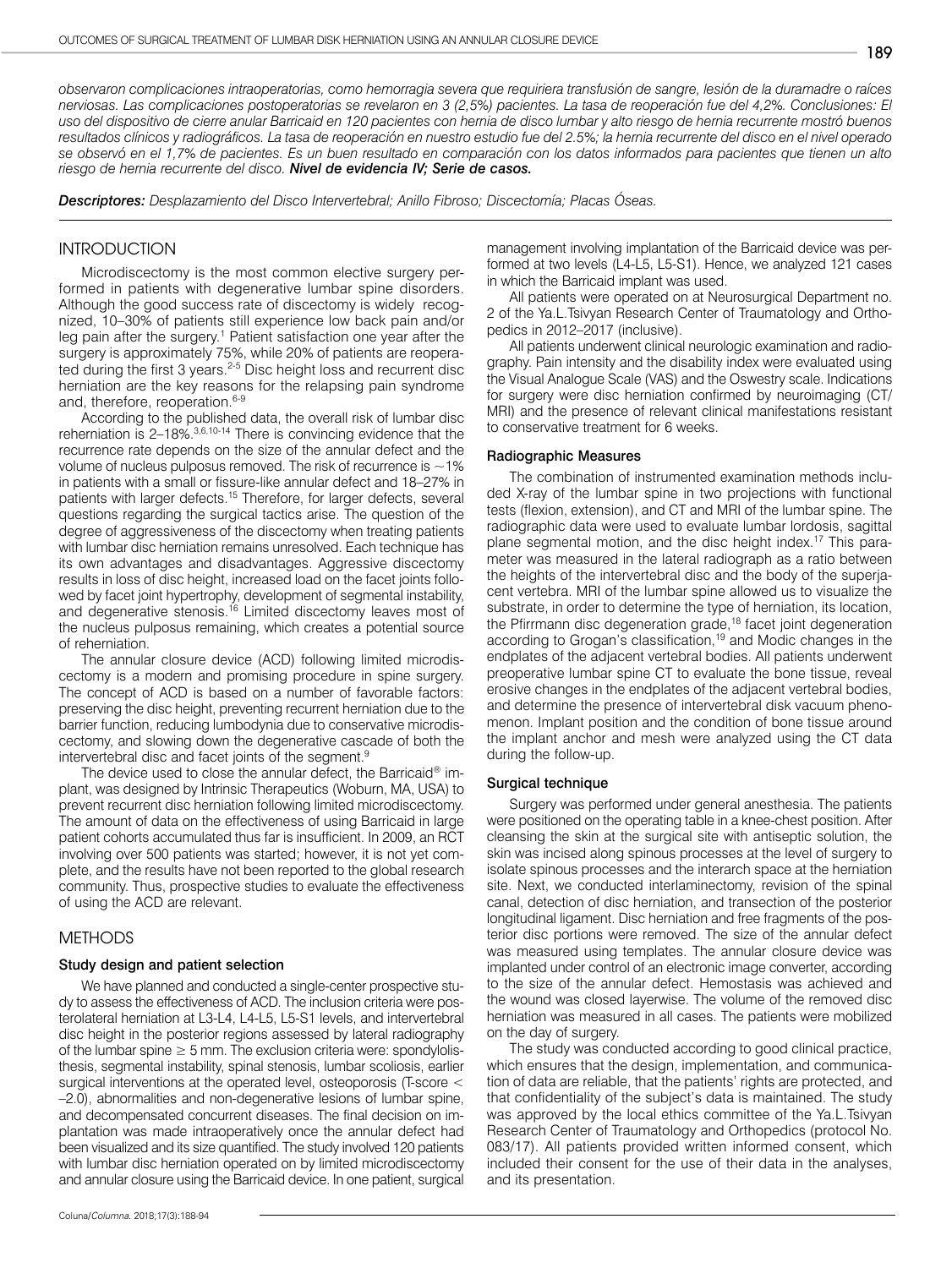*observaron complicaciones intraoperatorias, como hemorragia severa que requiriera transfusión de sangre, lesión de la duramadre o raíces nerviosas. Las complicaciones postoperatorias se revelaron en 3 (2,5%) pacientes. La tasa de reoperación fue del 4,2%. Conclusiones: El uso del dispositivo de cierre anular Barricaid en 120 pacientes con hernia de disco lumbar y alto riesgo de hernia recurrente mostró buenos resultados clínicos y radiográficos. La tasa de reoperación en nuestro estudio fue del 2.5%; la hernia recurrente del disco en el nivel operado se observó en el 1,7% de pacientes. Es un buen resultado en comparación con los datos informados para pacientes que tienen un alto riesgo de hernia recurrente del disco.* ***Nivel de evidencia IV; Serie de casos.***

***Descriptores:*** *Desplazamiento del Disco Intervertebral; Anillo Fibroso; Discectomía; Placas Óseas.*

## INTRODUCTION

Microdiscectomy is the most common elective surgery performed in patients with degenerative lumbar spine disorders. Although the good success rate of discectomy is widely recognized, 10–30% of patients still experience low back pain and/or leg pain after the surgery.[1] Patient satisfaction one year after the surgery is approximately 75%, while 20% of patients are reoperated during the first 3 years.[2-5] Disc height loss and recurrent disc herniation are the key reasons for the relapsing pain syndrome and, therefore, reoperation.[6-9]

According to the published data, the overall risk of lumbar disc reherniation is 2–18%.[3,6,10-14] There is convincing evidence that the recurrence rate depends on the size of the annular defect and the volume of nucleus pulposus removed. The risk of recurrence is ~1% in patients with a small or fissure-like annular defect and 18–27% in patients with larger defects.[15] Therefore, for larger defects, several questions regarding the surgical tactics arise. The question of the degree of aggressiveness of the discectomy when treating patients with lumbar disc herniation remains unresolved. Each technique has its own advantages and disadvantages. Aggressive discectomy results in loss of disc height, increased load on the facet joints followed by facet joint hypertrophy, development of segmental instability, and degenerative stenosis.[16] Limited discectomy leaves most of the nucleus pulposus remaining, which creates a potential source of reherniation.

The annular closure device (ACD) following limited microdiscectomy is a modern and promising procedure in spine surgery. The concept of ACD is based on a number of favorable factors: preserving the disc height, preventing recurrent herniation due to the barrier function, reducing lumbodynia due to conservative microdiscectomy, and slowing down the degenerative cascade of both the intervertebral disc and facet joints of the segment.[9]

The device used to close the annular defect, the Barricaid® implant, was designed by Intrinsic Therapeutics (Woburn, MA, USA) to prevent recurrent disc herniation following limited microdiscectomy. The amount of data on the effectiveness of using Barricaid in large patient cohorts accumulated thus far is insufficient. In 2009, an RCT involving over 500 patients was started; however, it is not yet complete, and the results have not been reported to the global research community. Thus, prospective studies to evaluate the effectiveness of using the ACD are relevant.

## METHODS

### Study design and patient selection

We have planned and conducted a single-center prospective study to assess the effectiveness of ACD. The inclusion criteria were posterolateral herniation at L3-L4, L4-L5, L5-S1 levels, and intervertebral disc height in the posterior regions assessed by lateral radiography of the lumbar spine $\geq 5$ mm. The exclusion criteria were: spondylolisthesis, segmental instability, spinal stenosis, lumbar scoliosis, earlier surgical interventions at the operated level, osteoporosis (T-score $< -2.0$), abnormalities and non-degenerative lesions of lumbar spine, and decompensated concurrent diseases. The final decision on implantation was made intraoperatively once the annular defect had been visualized and its size quantified. The study involved 120 patients with lumbar disc herniation operated on by limited microdiscectomy and annular closure using the Barricaid device. In one patient, surgical management involving implantation of the Barricaid device was performed at two levels (L4-L5, L5-S1). Hence, we analyzed 121 cases in which the Barricaid implant was used.

All patients were operated on at Neurosurgical Department no. 2 of the Ya.L.Tsivyan Research Center of Traumatology and Orthopedics in 2012–2017 (inclusive).

All patients underwent clinical neurologic examination and radiography. Pain intensity and the disability index were evaluated using the Visual Analogue Scale (VAS) and the Oswestry scale. Indications for surgery were disc herniation confirmed by neuroimaging (CT/MRI) and the presence of relevant clinical manifestations resistant to conservative treatment for 6 weeks.

### Radiographic Measures

The combination of instrumented examination methods included X-ray of the lumbar spine in two projections with functional tests (flexion, extension), and CT and MRI of the lumbar spine. The radiographic data were used to evaluate lumbar lordosis, sagittal plane segmental motion, and the disc height index.[17] This parameter was measured in the lateral radiograph as a ratio between the heights of the intervertebral disc and the body of the superjacent vertebra. MRI of the lumbar spine allowed us to visualize the substrate, in order to determine the type of herniation, its location, the Pfirrmann disc degeneration grade,[18] facet joint degeneration according to Grogan's classification,[19] and Modic changes in the endplates of the adjacent vertebral bodies. All patients underwent preoperative lumbar spine CT to evaluate the bone tissue, reveal erosive changes in the endplates of the adjacent vertebral bodies, and determine the presence of intervertebral disk vacuum phenomenon. Implant position and the condition of bone tissue around the implant anchor and mesh were analyzed using the CT data during the follow-up.

### Surgical technique

Surgery was performed under general anesthesia. The patients were positioned on the operating table in a knee-chest position. After cleansing the skin at the surgical site with antiseptic solution, the skin was incised along spinous processes at the level of surgery to isolate spinous processes and the interarch space at the herniation site. Next, we conducted interlaminectomy, revision of the spinal canal, detection of disc herniation, and transection of the posterior longitudinal ligament. Disc herniation and free fragments of the posterior disc portions were removed. The size of the annular defect was measured using templates. The annular closure device was implanted under control of an electronic image converter, according to the size of the annular defect. Hemostasis was achieved and the wound was closed layerwise. The volume of the removed disc herniation was measured in all cases. The patients were mobilized on the day of surgery.

The study was conducted according to good clinical practice, which ensures that the design, implementation, and communication of data are reliable, that the patients' rights are protected, and that confidentiality of the subject's data is maintained. The study was approved by the local ethics committee of the Ya.L.Tsivyan Research Center of Traumatology and Orthopedics (protocol No. 083/17). All patients provided written informed consent, which included their consent for the use of their data in the analyses, and its presentation.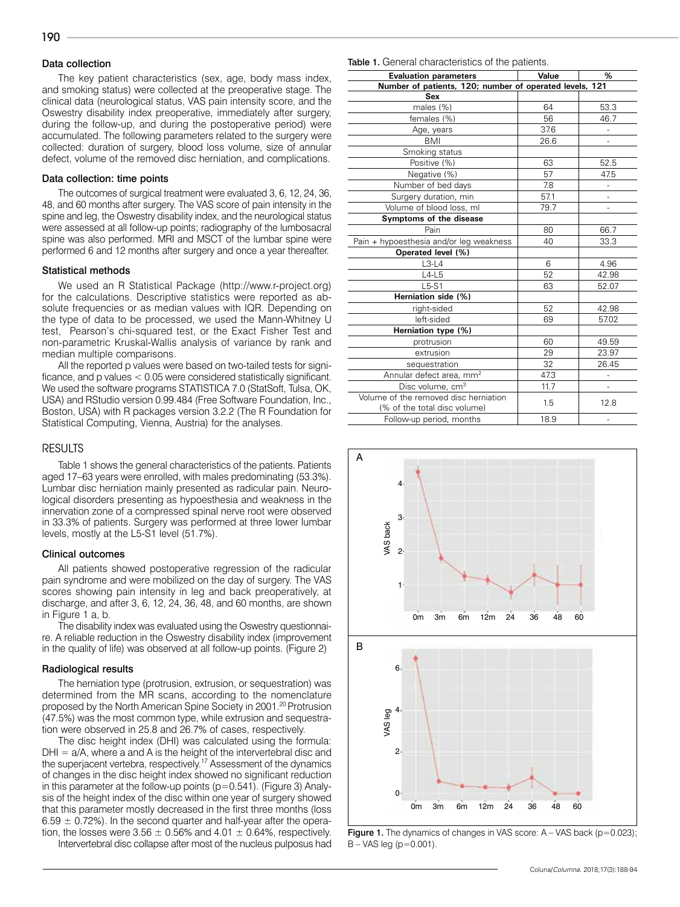### Data collection

The key patient characteristics (sex, age, body mass index, and smoking status) were collected at the preoperative stage. The clinical data (neurological status, VAS pain intensity score, and the Oswestry disability index preoperative, immediately after surgery, during the follow-up, and during the postoperative period) were accumulated. The following parameters related to the surgery were collected: duration of surgery, blood loss volume, size of annular defect, volume of the removed disc herniation, and complications.

### Data collection: time points

The outcomes of surgical treatment were evaluated 3, 6, 12, 24, 36, 48, and 60 months after surgery. The VAS score of pain intensity in the spine and leg, the Oswestry disability index, and the neurological status were assessed at all follow-up points; radiography of the lumbosacral spine was also performed. MRI and MSCT of the lumbar spine were performed 6 and 12 months after surgery and once a year thereafter.

### Statistical methods

We used an R Statistical Package (http://www.r-project.org) for the calculations. Descriptive statistics were reported as absolute frequencies or as median values with IQR. Depending on the type of data to be processed, we used the Mann-Whitney U test, Pearson's chi-squared test, or the Exact Fisher Test and non-parametric Kruskal-Wallis analysis of variance by rank and median multiple comparisons.

All the reported p values were based on two-tailed tests for significance, and p values $< 0.05$ were considered statistically significant. We used the software programs STATISTICA 7.0 (StatSoft, Tulsa, OK, USA) and RStudio version 0.99.484 (Free Software Foundation, Inc., Boston, USA) with R packages version 3.2.2 (The R Foundation for Statistical Computing, Vienna, Austria) for the analyses.

## RESULTS

Table 1 shows the general characteristics of the patients. Patients aged 17–63 years were enrolled, with males predominating (53.3%). Lumbar disc herniation mainly presented as radicular pain. Neurological disorders presenting as hypoesthesia and weakness in the innervation zone of a compressed spinal nerve root were observed in 33.3% of patients. Surgery was performed at three lower lumbar levels, mostly at the L5-S1 level (51.7%).

### Clinical outcomes

All patients showed postoperative regression of the radicular pain syndrome and were mobilized on the day of surgery. The VAS scores showing pain intensity in leg and back preoperatively, at discharge, and after 3, 6, 12, 24, 36, 48, and 60 months, are shown in Figure 1 a, b.

The disability index was evaluated using the Oswestry questionnaire. A reliable reduction in the Oswestry disability index (improvement in the quality of life) was observed at all follow-up points. (Figure 2)

### Radiological results

The herniation type (protrusion, extrusion, or sequestration) was determined from the MR scans, according to the nomenclature proposed by the North American Spine Society in 2001.[20] Protrusion (47.5%) was the most common type, while extrusion and sequestration were observed in 25.8 and 26.7% of cases, respectively.

The disc height index (DHI) was calculated using the formula: DHI = a/A, where a and A is the height of the intervertebral disc and the superjacent vertebra, respectively.[17] Assessment of the dynamics of changes in the disc height index showed no significant reduction in this parameter at the follow-up points (p=0.541). (Figure 3) Analysis of the height index of the disc within one year of surgery showed that this parameter mostly decreased in the first three months (loss $6.59 \pm 0.72\%$). In the second quarter and half-year after the operation, the losses were $3.56 \pm 0.56\%$ and $4.01 \pm 0.64\%$, respectively.

Intervertebral disc collapse after most of the nucleus pulposus had

**Table 1.** General characteristics of the patients.

| Evaluation parameters | Value | % |
|---|---|---|
| **Number of patients, 120; number of operated levels, 121** | | |
| **Sex** | | |
| males (%) | 64 | 53.3 |
| females (%) | 56 | 46.7 |
| Age, years | 37.6 | - |
| BMI | 26.6 | - |
| Smoking status | | |
| Positive (%) | 63 | 52.5 |
| Negative (%) | 57 | 47.5 |
| Number of bed days | 7.8 | - |
| Surgery duration, min | 57.1 | - |
| Volume of blood loss, ml | 79.7 | - |
| **Symptoms of the disease** | | |
| Pain | 80 | 66.7 |
| Pain + hypoesthesia and/or leg weakness | 40 | 33.3 |
| **Operated level (%)** | | |
| L3-L4 | 6 | 4.96 |
| L4-L5 | 52 | 42.98 |
| L5-S1 | 63 | 52.07 |
| **Herniation side (%)** | | |
| right-sided | 52 | 42.98 |
| left-sided | 69 | 57.02 |
| **Herniation type (%)** | | |
| protrusion | 60 | 49.59 |
| extrusion | 29 | 23.97 |
| sequestration | 32 | 26.45 |
| Annular defect area, mm² | 47.3 | - |
| Disc volume, cm³ | 11.7 | - |
| Volume of the removed disc herniation (% of the total disc volume) | 1.5 | 12.8 |
| Follow-up period, months | 18.9 | - |

**Figure 1.** The dynamics of changes in VAS score: A – VAS back (p=0.023); B – VAS leg (p=0.001).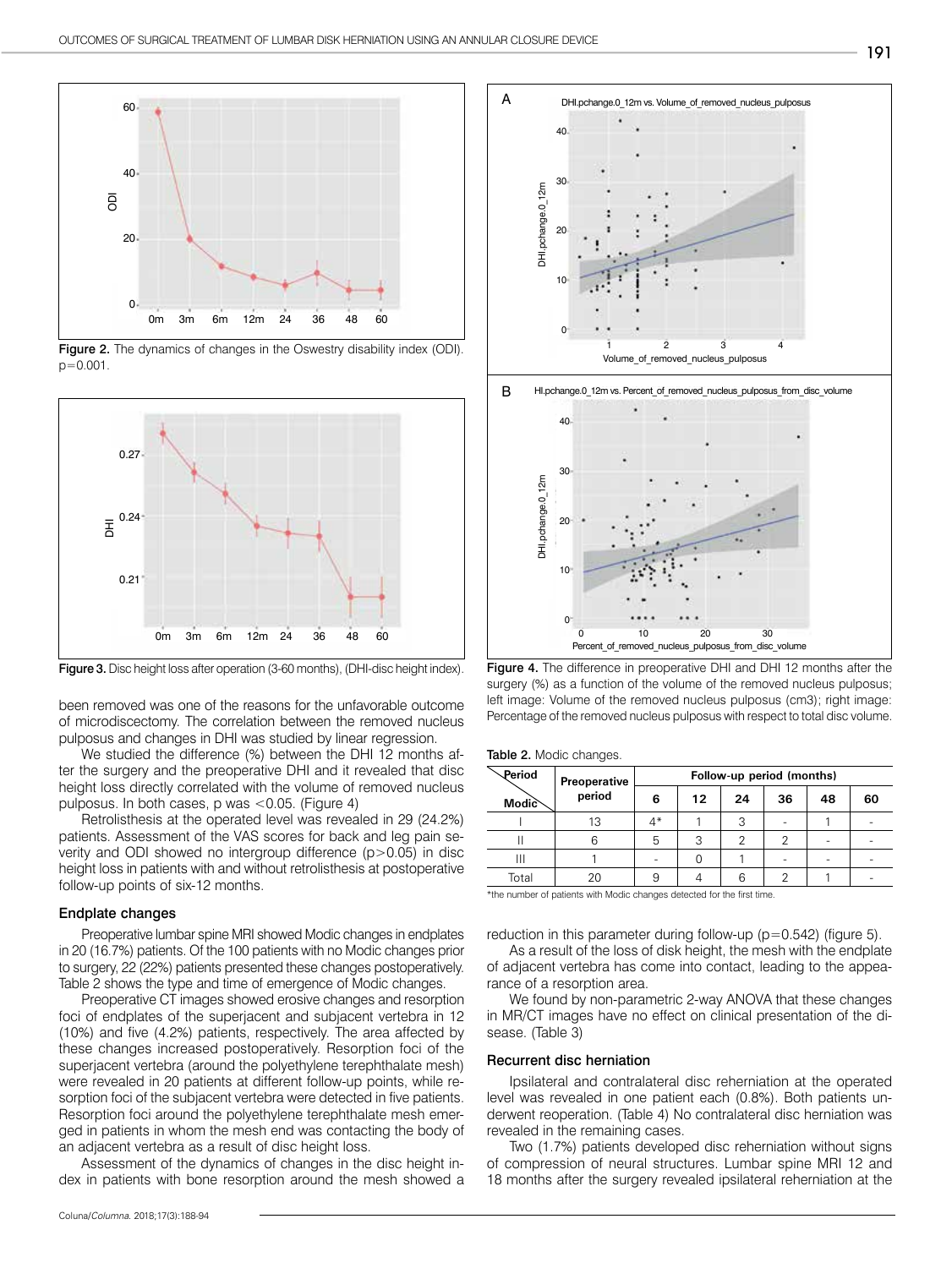Figure 2. The dynamics of changes in the Oswestry disability index (ODI). p=0.001.

Figure 3. Disc height loss after operation (3-60 months), (DHI-disc height index).

been removed was one of the reasons for the unfavorable outcome of microdiscectomy. The correlation between the removed nucleus pulposus and changes in DHI was studied by linear regression.

We studied the difference (%) between the DHI 12 months after the surgery and the preoperative DHI and it revealed that disc height loss directly correlated with the volume of removed nucleus pulposus. In both cases, p was <0.05. (Figure 4)

Retrolisthesis at the operated level was revealed in 29 (24.2%) patients. Assessment of the VAS scores for back and leg pain severity and ODI showed no intergroup difference (p>0.05) in disc height loss in patients with and without retrolisthesis at postoperative follow-up points of six-12 months.

### Endplate changes

Preoperative lumbar spine MRI showed Modic changes in endplates in 20 (16.7%) patients. Of the 100 patients with no Modic changes prior to surgery, 22 (22%) patients presented these changes postoperatively. Table 2 shows the type and time of emergence of Modic changes.

Preoperative CT images showed erosive changes and resorption foci of endplates of the superjacent and subjacent vertebra in 12 (10%) and five (4.2%) patients, respectively. The area affected by these changes increased postoperatively. Resorption foci of the superjacent vertebra (around the polyethylene terephthalate mesh) were revealed in 20 patients at different follow-up points, while resorption foci of the subjacent vertebra were detected in five patients. Resorption foci around the polyethylene terephthalate mesh emerged in patients in whom the mesh end was contacting the body of an adjacent vertebra as a result of disc height loss.

Assessment of the dynamics of changes in the disc height index in patients with bone resorption around the mesh showed a

Figure 4. The difference in preoperative DHI and DHI 12 months after the surgery (%) as a function of the volume of the removed nucleus pulposus; left image: Volume of the removed nucleus pulposus (cm3); right image: Percentage of the removed nucleus pulposus with respect to total disc volume.

Table 2. Modic changes.

| Period / Modic | Preoperative period | Follow-up period (months) | | | | | |
|---|---|---|---|---|---|---|---|
| | | 6 | 12 | 24 | 36 | 48 | 60 |
| I | 13 | 4* | 1 | 3 | - | 1 | - |
| II | 6 | 5 | 3 | 2 | 2 | - | - |
| III | 1 | - | 0 | 1 | - | - | - |
| Total | 20 | 9 | 4 | 6 | 2 | 1 | - |

*the number of patients with Modic changes detected for the first time.

reduction in this parameter during follow-up (p=0.542) (figure 5).

As a result of the loss of disk height, the mesh with the endplate of adjacent vertebra has come into contact, leading to the appearance of a resorption area.

We found by non-parametric 2-way ANOVA that these changes in MR/CT images have no effect on clinical presentation of the disease. (Table 3)

### Recurrent disc herniation

Ipsilateral and contralateral disc reherniation at the operated level was revealed in one patient each (0.8%). Both patients underwent reoperation. (Table 4) No contralateral disc herniation was revealed in the remaining cases.

Two (1.7%) patients developed disc reherniation without signs of compression of neural structures. Lumbar spine MRI 12 and 18 months after the surgery revealed ipsilateral reherniation at the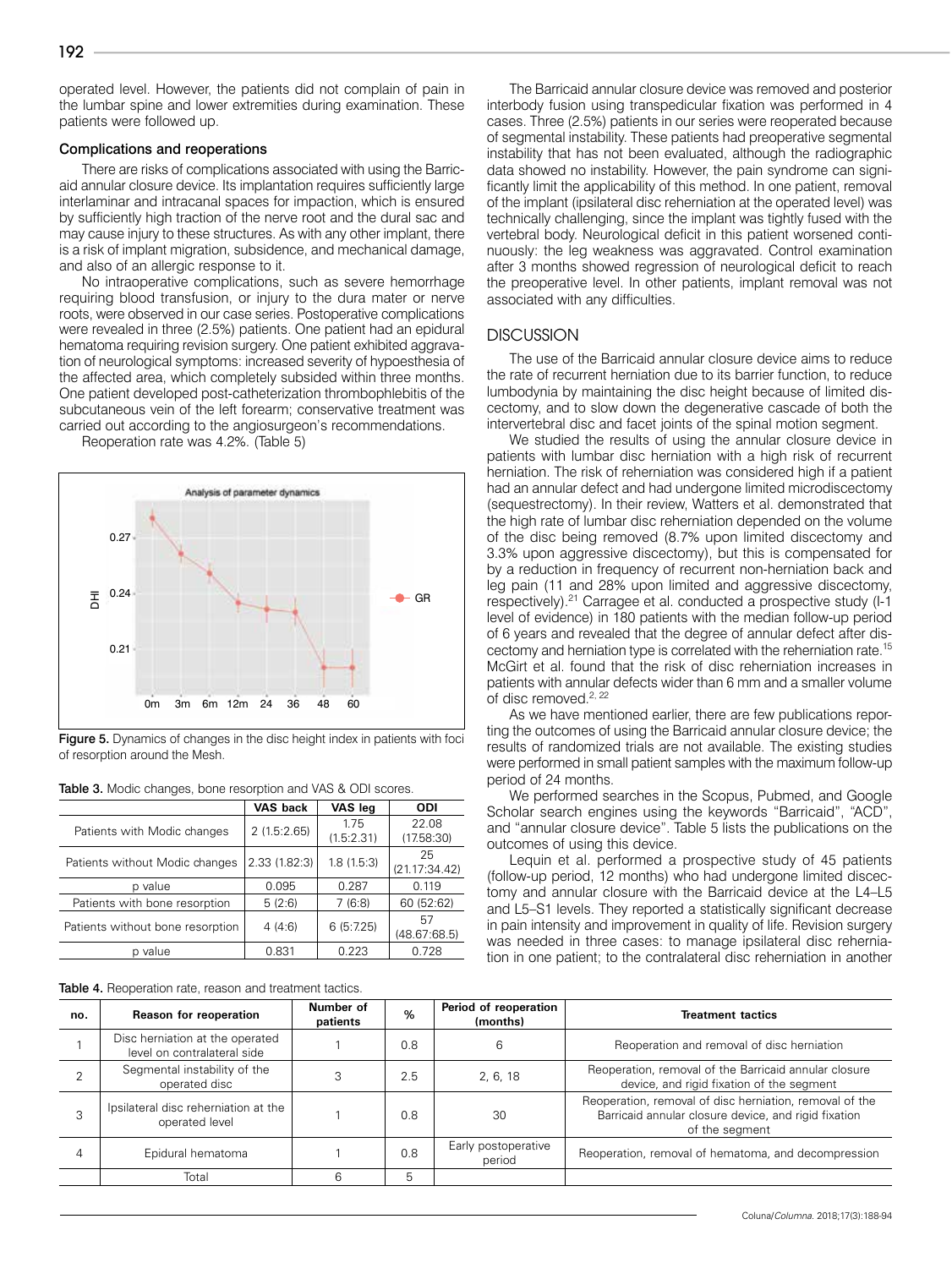operated level. However, the patients did not complain of pain in the lumbar spine and lower extremities during examination. These patients were followed up.

### Complications and reoperations

There are risks of complications associated with using the Barricaid annular closure device. Its implantation requires sufficiently large interlaminar and intracanal spaces for impaction, which is ensured by sufficiently high traction of the nerve root and the dural sac and may cause injury to these structures. As with any other implant, there is a risk of implant migration, subsidence, and mechanical damage, and also of an allergic response to it.

No intraoperative complications, such as severe hemorrhage requiring blood transfusion, or injury to the dura mater or nerve roots, were observed in our case series. Postoperative complications were revealed in three (2.5%) patients. One patient had an epidural hematoma requiring revision surgery. One patient exhibited aggravation of neurological symptoms: increased severity of hypoesthesia of the affected area, which completely subsided within three months. One patient developed post-catheterization thrombophlebitis of the subcutaneous vein of the left forearm; conservative treatment was carried out according to the angiosurgeon's recommendations.

Reoperation rate was 4.2%. (Table 5)

**Figure 5.** Dynamics of changes in the disc height index in patients with foci of resorption around the Mesh.

**Table 3.** Modic changes, bone resorption and VAS & ODI scores.

| | VAS back | VAS leg | ODI |
|---|---|---|---|
| Patients with Modic changes | 2 (1.5:2.65) | 1.75 (1.5:2.31) | 22.08 (17.58:30) |
| Patients without Modic changes | 2.33 (1.82:3) | 1.8 (1.5:3) | 25 (21.17:34.42) |
| p value | 0.095 | 0.287 | 0.119 |
| Patients with bone resorption | 5 (2:6) | 7 (6:8) | 60 (52:62) |
| Patients without bone resorption | 4 (4:6) | 6 (5:7.25) | 57 (48.67:68.5) |
| p value | 0.831 | 0.223 | 0.728 |

The Barricaid annular closure device was removed and posterior interbody fusion using transpedicular fixation was performed in 4 cases. Three (2.5%) patients in our series were reoperated because of segmental instability. These patients had preoperative segmental instability that has not been evaluated, although the radiographic data showed no instability. However, the pain syndrome can significantly limit the applicability of this method. In one patient, removal of the implant (ipsilateral disc reherniation at the operated level) was technically challenging, since the implant was tightly fused with the vertebral body. Neurological deficit in this patient worsened continuously: the leg weakness was aggravated. Control examination after 3 months showed regression of neurological deficit to reach the preoperative level. In other patients, implant removal was not associated with any difficulties.

## DISCUSSION

The use of the Barricaid annular closure device aims to reduce the rate of recurrent herniation due to its barrier function, to reduce lumbodynia by maintaining the disc height because of limited discectomy, and to slow down the degenerative cascade of both the intervertebral disc and facet joints of the spinal motion segment.

We studied the results of using the annular closure device in patients with lumbar disc herniation with a high risk of recurrent herniation. The risk of reherniation was considered high if a patient had an annular defect and had undergone limited microdiscectomy (sequestrectomy). In their review, Watters et al. demonstrated that the high rate of lumbar disc reherniation depended on the volume of the disc being removed (8.7% upon limited discectomy and 3.3% upon aggressive discectomy), but this is compensated for by a reduction in frequency of recurrent non-herniation back and leg pain (11 and 28% upon limited and aggressive discectomy, respectively).[21] Carragee et al. conducted a prospective study (I-1 level of evidence) in 180 patients with the median follow-up period of 6 years and revealed that the degree of annular defect after discectomy and herniation type is correlated with the reherniation rate.[15] McGirt et al. found that the risk of disc reherniation increases in patients with annular defects wider than 6 mm and a smaller volume of disc removed.[2, 22]

As we have mentioned earlier, there are few publications reporting the outcomes of using the Barricaid annular closure device; the results of randomized trials are not available. The existing studies were performed in small patient samples with the maximum follow-up period of 24 months.

We performed searches in the Scopus, Pubmed, and Google Scholar search engines using the keywords "Barricaid", "ACD", and "annular closure device". Table 5 lists the publications on the outcomes of using this device.

Lequin et al. performed a prospective study of 45 patients (follow-up period, 12 months) who had undergone limited discectomy and annular closure with the Barricaid device at the L4–L5 and L5–S1 levels. They reported a statistically significant decrease in pain intensity and improvement in quality of life. Revision surgery was needed in three cases: to manage ipsilateral disc reherniation in one patient; to the contralateral disc reherniation in another

**Table 4.** Reoperation rate, reason and treatment tactics.

| no. | Reason for reoperation | Number of patients | % | Period of reoperation (months) | Treatment tactics |
|---|---|---|---|---|---|
| 1 | Disc herniation at the operated level on contralateral side | 1 | 0.8 | 6 | Reoperation and removal of disc herniation |
| 2 | Segmental instability of the operated disc | 3 | 2.5 | 2, 6, 18 | Reoperation, removal of the Barricaid annular closure device, and rigid fixation of the segment |
| 3 | Ipsilateral disc reherniation at the operated level | 1 | 0.8 | 30 | Reoperation, removal of disc herniation, removal of the Barricaid annular closure device, and rigid fixation of the segment |
| 4 | Epidural hematoma | 1 | 0.8 | Early postoperative period | Reoperation, removal of hematoma, and decompression |
| | Total | 6 | 5 | | |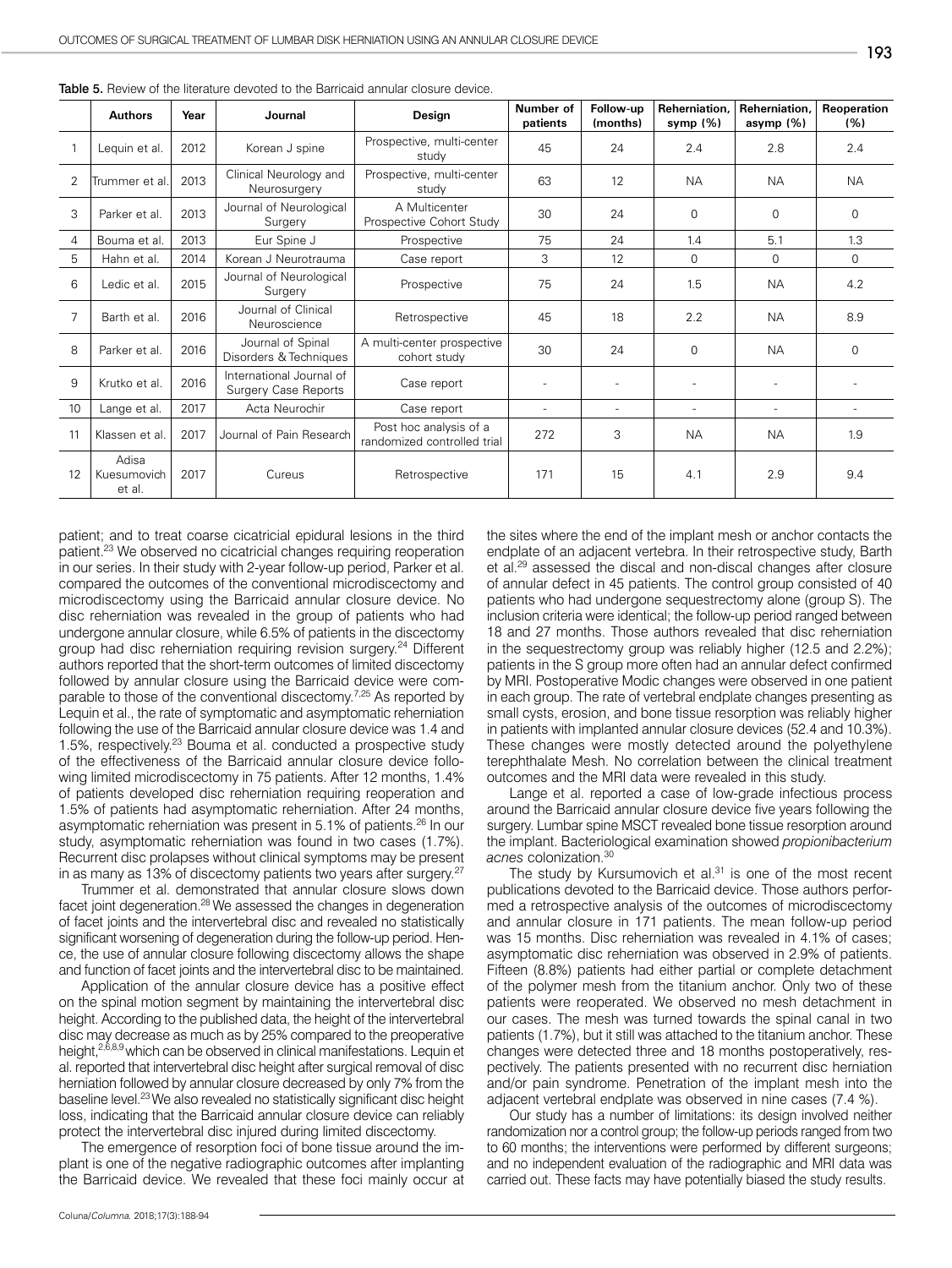**Table 5.** Review of the literature devoted to the Barricaid annular closure device.

| | Authors | Year | Journal | Design | Number of patients | Follow-up (months) | Reherniation, symp (%) | Reherniation, asymp (%) | Reoperation (%) |
|---|---|---|---|---|---|---|---|---|---|
| 1 | Lequin et al. | 2012 | Korean J spine | Prospective, multi-center study | 45 | 24 | 2.4 | 2.8 | 2.4 |
| 2 | Trummer et al. | 2013 | Clinical Neurology and Neurosurgery | Prospective, multi-center study | 63 | 12 | NA | NA | NA |
| 3 | Parker et al. | 2013 | Journal of Neurological Surgery | A Multicenter Prospective Cohort Study | 30 | 24 | 0 | 0 | 0 |
| 4 | Bouma et al. | 2013 | Eur Spine J | Prospective | 75 | 24 | 1.4 | 5.1 | 1.3 |
| 5 | Hahn et al. | 2014 | Korean J Neurotrauma | Case report | 3 | 12 | 0 | 0 | 0 |
| 6 | Ledic et al. | 2015 | Journal of Neurological Surgery | Prospective | 75 | 24 | 1.5 | NA | 4.2 |
| 7 | Barth et al. | 2016 | Journal of Clinical Neuroscience | Retrospective | 45 | 18 | 2.2 | NA | 8.9 |
| 8 | Parker et al. | 2016 | Journal of Spinal Disorders & Techniques | A multi-center prospective cohort study | 30 | 24 | 0 | NA | 0 |
| 9 | Krutko et al. | 2016 | International Journal of Surgery Case Reports | Case report | - | - | - | - | - |
| 10 | Lange et al. | 2017 | Acta Neurochir | Case report | - | - | - | - | - |
| 11 | Klassen et al. | 2017 | Journal of Pain Research | Post hoc analysis of a randomized controlled trial | 272 | 3 | NA | NA | 1.9 |
| 12 | Adisa Kuesumovich et al. | 2017 | Cureus | Retrospective | 171 | 15 | 4.1 | 2.9 | 9.4 |

patient; and to treat coarse cicatricial epidural lesions in the third patient.[23] We observed no cicatricial changes requiring reoperation in our series. In their study with 2-year follow-up period, Parker et al. compared the outcomes of the conventional microdiscectomy and microdiscectomy using the Barricaid annular closure device. No disc reherniation was revealed in the group of patients who had undergone annular closure, while 6.5% of patients in the discectomy group had disc reherniation requiring revision surgery.[24] Different authors reported that the short-term outcomes of limited discectomy followed by annular closure using the Barricaid device were comparable to those of the conventional discectomy.[7,25] As reported by Lequin et al., the rate of symptomatic and asymptomatic reherniation following the use of the Barricaid annular closure device was 1.4 and 1.5%, respectively.[23] Bouma et al. conducted a prospective study of the effectiveness of the Barricaid annular closure device following limited microdiscectomy in 75 patients. After 12 months, 1.4% of patients developed disc reherniation requiring reoperation and 1.5% of patients had asymptomatic reherniation. After 24 months, asymptomatic reherniation was present in 5.1% of patients.[26] In our study, asymptomatic reherniation was found in two cases (1.7%). Recurrent disc prolapses without clinical symptoms may be present in as many as 13% of discectomy patients two years after surgery.[27]

Trummer et al. demonstrated that annular closure slows down facet joint degeneration.[28] We assessed the changes in degeneration of facet joints and the intervertebral disc and revealed no statistically significant worsening of degeneration during the follow-up period. Hence, the use of annular closure following discectomy allows the shape and function of facet joints and the intervertebral disc to be maintained.

Application of the annular closure device has a positive effect on the spinal motion segment by maintaining the intervertebral disc height. According to the published data, the height of the intervertebral disc may decrease as much as by 25% compared to the preoperative height,[2,6,8,9] which can be observed in clinical manifestations. Lequin et al. reported that intervertebral disc height after surgical removal of disc herniation followed by annular closure decreased by only 7% from the baseline level.[23] We also revealed no statistically significant disc height loss, indicating that the Barricaid annular closure device can reliably protect the intervertebral disc injured during limited discectomy.

The emergence of resorption foci of bone tissue around the implant is one of the negative radiographic outcomes after implanting the Barricaid device. We revealed that these foci mainly occur at the sites where the end of the implant mesh or anchor contacts the endplate of an adjacent vertebra. In their retrospective study, Barth et al.[29] assessed the discal and non-discal changes after closure of annular defect in 45 patients. The control group consisted of 40 patients who had undergone sequestrectomy alone (group S). The inclusion criteria were identical; the follow-up period ranged between 18 and 27 months. Those authors revealed that disc reherniation in the sequestrectomy group was reliably higher (12.5 and 2.2%); patients in the S group more often had an annular defect confirmed by MRI. Postoperative Modic changes were observed in one patient in each group. The rate of vertebral endplate changes presenting as small cysts, erosion, and bone tissue resorption was reliably higher in patients with implanted annular closure devices (52.4 and 10.3%). These changes were mostly detected around the polyethylene terephthalate Mesh. No correlation between the clinical treatment outcomes and the MRI data were revealed in this study.

Lange et al. reported a case of low-grade infectious process around the Barricaid annular closure device five years following the surgery. Lumbar spine MSCT revealed bone tissue resorption around the implant. Bacteriological examination showed *propionibacterium acnes* colonization.[30]

The study by Kursumovich et al.[31] is one of the most recent publications devoted to the Barricaid device. Those authors performed a retrospective analysis of the outcomes of microdiscectomy and annular closure in 171 patients. The mean follow-up period was 15 months. Disc reherniation was revealed in 4.1% of cases; asymptomatic disc reherniation was observed in 2.9% of patients. Fifteen (8.8%) patients had either partial or complete detachment of the polymer mesh from the titanium anchor. Only two of these patients were reoperated. We observed no mesh detachment in our cases. The mesh was turned towards the spinal canal in two patients (1.7%), but it still was attached to the titanium anchor. These changes were detected three and 18 months postoperatively, respectively. The patients presented with no recurrent disc herniation and/or pain syndrome. Penetration of the implant mesh into the adjacent vertebral endplate was observed in nine cases (7.4 %).

Our study has a number of limitations: its design involved neither randomization nor a control group; the follow-up periods ranged from two to 60 months; the interventions were performed by different surgeons; and no independent evaluation of the radiographic and MRI data was carried out. These facts may have potentially biased the study results.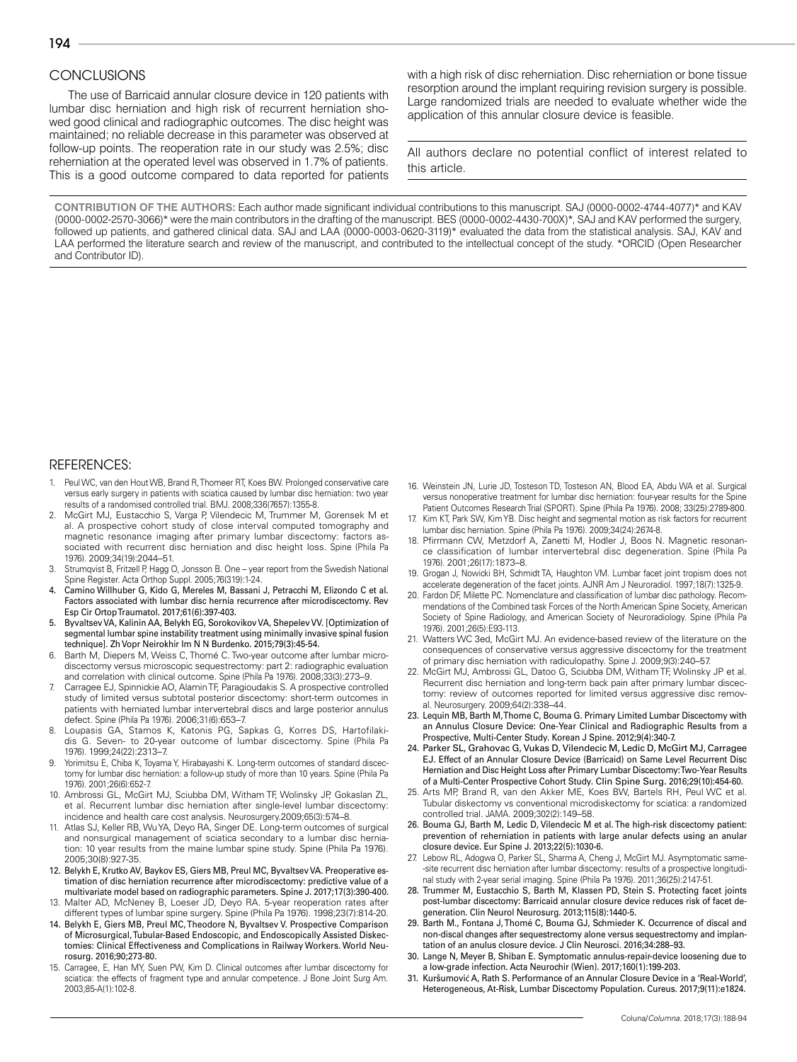## CONCLUSIONS

The use of Barricaid annular closure device in 120 patients with lumbar disc herniation and high risk of recurrent herniation showed good clinical and radiographic outcomes. The disc height was maintained; no reliable decrease in this parameter was observed at follow-up points. The reoperation rate in our study was 2.5%; disc reherniation at the operated level was observed in 1.7% of patients. This is a good outcome compared to data reported for patients with a high risk of disc reherniation. Disc reherniation or bone tissue resorption around the implant requiring revision surgery is possible. Large randomized trials are needed to evaluate whether wide the application of this annular closure device is feasible.

All authors declare no potential conflict of interest related to this article.

**CONTRIBUTION OF THE AUTHORS:** Each author made significant individual contributions to this manuscript. SAJ (0000-0002-4744-4077)* and KAV (0000-0002-2570-3066)* were the main contributors in the drafting of the manuscript. BES (0000-0002-4430-700X)*, SAJ and KAV performed the surgery, followed up patients, and gathered clinical data. SAJ and LAA (0000-0003-0620-3119)* evaluated the data from the statistical analysis. SAJ, KAV and LAA performed the literature search and review of the manuscript, and contributed to the intellectual concept of the study. *ORCID (Open Researcher and Contributor ID).

## REFERENCES:

1. Peul WC, van den Hout WB, Brand R, Thomeer RT, Koes BW. Prolonged conservative care versus early surgery in patients with sciatica caused by lumbar disc herniation: two year results of a randomised controlled trial. BMJ. 2008;336(7657):1355-8.
2. McGirt MJ, Eustacchio S, Varga P, Vilendecic M, Trummer M, Gorensek M et al. A prospective cohort study of close interval computed tomography and magnetic resonance imaging after primary lumbar discectomy: factors associated with recurrent disc herniation and disc height loss. Spine (Phila Pa 1976). 2009;34(19):2044–51.
3. Strumqvist B, Fritzell P, Hagg O, Jonsson B. One – year report from the Swedish National Spine Register. Acta Orthop Suppl. 2005;76(319):1-24.
4. Camino Willhuber G, Kido G, Mereles M, Bassani J, Petracchi M, Elizondo C et al. Factors associated with lumbar disc hernia recurrence after microdiscectomy. Rev Esp Cir Ortop Traumatol. 2017;61(6):397-403.
5. Byvaltsev VA, Kalinin AA, Belykh EG, Sorokovikov VA, Shepelev VV. [Optimization of segmental lumbar spine instability treatment using minimally invasive spinal fusion technique]. Zh Vopr Neirokhir Im N N Burdenko. 2015;79(3):45-54.
6. Barth M, Diepers M, Weiss C, Thomé C. Two-year outcome after lumbar microdiscectomy versus microscopic sequestrectomy: part 2: radiographic evaluation and correlation with clinical outcome. Spine (Phila Pa 1976). 2008;33(3):273–9.
7. Carragee EJ, Spinnickie AO, Alamin TF, Paragioudakis S. A prospective controlled study of limited versus subtotal posterior discectomy: short-term outcomes in patients with herniated lumbar intervertebral discs and large posterior annulus defect. Spine (Phila Pa 1976). 2006;31(6):653–7.
8. Loupasis GA, Stamos K, Katonis PG, Sapkas G, Korres DS, Hartofilakidis G. Seven- to 20-year outcome of lumbar discectomy. Spine (Phila Pa 1976). 1999;24(22):2313–7.
9. Yorimitsu E, Chiba K, Toyama Y, Hirabayashi K. Long-term outcomes of standard discectomy for lumbar disc herniation: a follow-up study of more than 10 years. Spine (Phila Pa 1976). 2001;26(6):652-7.
10. Ambrossi GL, McGirt MJ, Sciubba DM, Witham TF, Wolinsky JP, Gokaslan ZL, et al. Recurrent lumbar disc herniation after single-level lumbar discectomy: incidence and health care cost analysis. Neurosurgery.2009;65(3):574–8.
11. Atlas SJ, Keller RB, Wu YA, Deyo RA, Singer DE. Long-term outcomes of surgical and nonsurgical management of sciatica secondary to a lumbar disc herniation: 10 year results from the maine lumbar spine study. Spine (Phila Pa 1976). 2005;30(8):927-35.
12. Belykh E, Krutko AV, Baykov ES, Giers MB, Preul MC, Byvaltsev VA. Preoperative estimation of disc herniation recurrence after microdiscectomy: predictive value of a multivariate model based on radiographic parameters. Spine J. 2017;17(3):390-400.
13. Malter AD, McNeney B, Loeser JD, Deyo RA. 5-year reoperation rates after different types of lumbar spine surgery. Spine (Phila Pa 1976). 1998;23(7):814-20.
14. Belykh E, Giers MB, Preul MC, Theodore N, Byvaltsev V. Prospective Comparison of Microsurgical, Tubular-Based Endoscopic, and Endoscopically Assisted Diskectomies: Clinical Effectiveness and Complications in Railway Workers. World Neurosurg. 2016;90;273-80.
15. Carragee, E, Han MY, Suen PW, Kim D. Clinical outcomes after lumbar discectomy for sciatica: the effects of fragment type and annular competence. J Bone Joint Surg Am. 2003;85-A(1):102-8.
16. Weinstein JN, Lurie JD, Tosteson TD, Tosteson AN, Blood EA, Abdu WA et al. Surgical versus nonoperative treatment for lumbar disc herniation: four-year results for the Spine Patient Outcomes Research Trial (SPORT). Spine (Phila Pa 1976). 2008; 33(25):2789-800.
17. Kim KT, Park SW, Kim YB. Disc height and segmental motion as risk factors for recurrent lumbar disc herniation. Spine (Phila Pa 1976). 2009;34(24):2674-8.
18. Pfirrmann CW, Metzdorf A, Zanetti M, Hodler J, Boos N. Magnetic resonance classification of lumbar intervertebral disc degeneration. Spine (Phila Pa 1976). 2001;26(17):1873–8.
19. Grogan J, Nowicki BH, Schmidt TA, Haughton VM. Lumbar facet joint tropism does not accelerate degeneration of the facet joints. AJNR Am J Neuroradiol. 1997;18(7):1325-9.
20. Fardon DF, Milette PC. Nomenclature and classification of lumbar disc pathology. Recommendations of the Combined task Forces of the North American Spine Society, American Society of Spine Radiology, and American Society of Neuroradiology. Spine (Phila Pa 1976). 2001;26(5):E93-113.
21. Watters WC 3ed, McGirt MJ. An evidence-based review of the literature on the consequences of conservative versus aggressive discectomy for the treatment of primary disc herniation with radiculopathy. Spine J. 2009;9(3):240–57.
22. McGirt MJ, Ambrossi GL, Datoo G, Sciubba DM, Witham TF, Wolinsky JP et al. Recurrent disc herniation and long-term back pain after primary lumbar discectomy: review of outcomes reported for limited versus aggressive disc removal. Neurosurgery. 2009;64(2):338–44.
23. Lequin MB, Barth M, Thome C, Bouma G. Primary Limited Lumbar Discectomy with an Annulus Closure Device: One-Year Clinical and Radiographic Results from a Prospective, Multi-Center Study. Korean J Spine. 2012;9(4):340-7.
24. Parker SL, Grahovac G, Vukas D, Vilendecic M, Ledic D, McGirt MJ, Carragee EJ. Effect of an Annular Closure Device (Barricaid) on Same Level Recurrent Disc Herniation and Disc Height Loss after Primary Lumbar Discectomy: Two-Year Results of a Multi-Center Prospective Cohort Study. Clin Spine Surg. 2016;29(10):454-60.
25. Arts MP, Brand R, van den Akker ME, Koes BW, Bartels RH, Peul WC et al. Tubular diskectomy vs conventional microdiskectomy for sciatica: a randomized controlled trial. JAMA. 2009;302(2):149–58.
26. Bouma GJ, Barth M, Ledic D, Vilendecic M et al. The high-risk discectomy patient: prevention of reherniation in patients with large anular defects using an anular closure device. Eur Spine J. 2013;22(5):1030-6.
27. Lebow RL, Adogwa O, Parker SL, Sharma A, Cheng J, McGirt MJ. Asymptomatic same-site recurrent disc herniation after lumbar discectomy: results of a prospective longitudinal study with 2-year serial imaging. Spine (Phila Pa 1976). 2011;36(25):2147-51.
28. Trummer M, Eustacchio S, Barth M, Klassen PD, Stein S. Protecting facet joints post-lumbar discectomy: Barricaid annular closure device reduces risk of facet degeneration. Clin Neurol Neurosurg. 2013;115(8):1440-5.
29. Barth M., Fontana J, Thomé C, Bouma GJ, Schmieder K. Occurrence of discal and non-discal changes after sequestrectomy alone versus sequestrectomy and implantation of an anulus closure device. J Clin Neurosci. 2016;34:288–93.
30. Lange N, Meyer B, Shiban E. Symptomatic annulus-repair-device loosening due to a low-grade infection. Acta Neurochir (Wien). 2017;160(1):199-203.
31. Kuršumović A, Rath S. Performance of an Annular Closure Device in a 'Real-World', Heterogeneous, At-Risk, Lumbar Discectomy Population. Cureus. 2017;9(11):e1824.